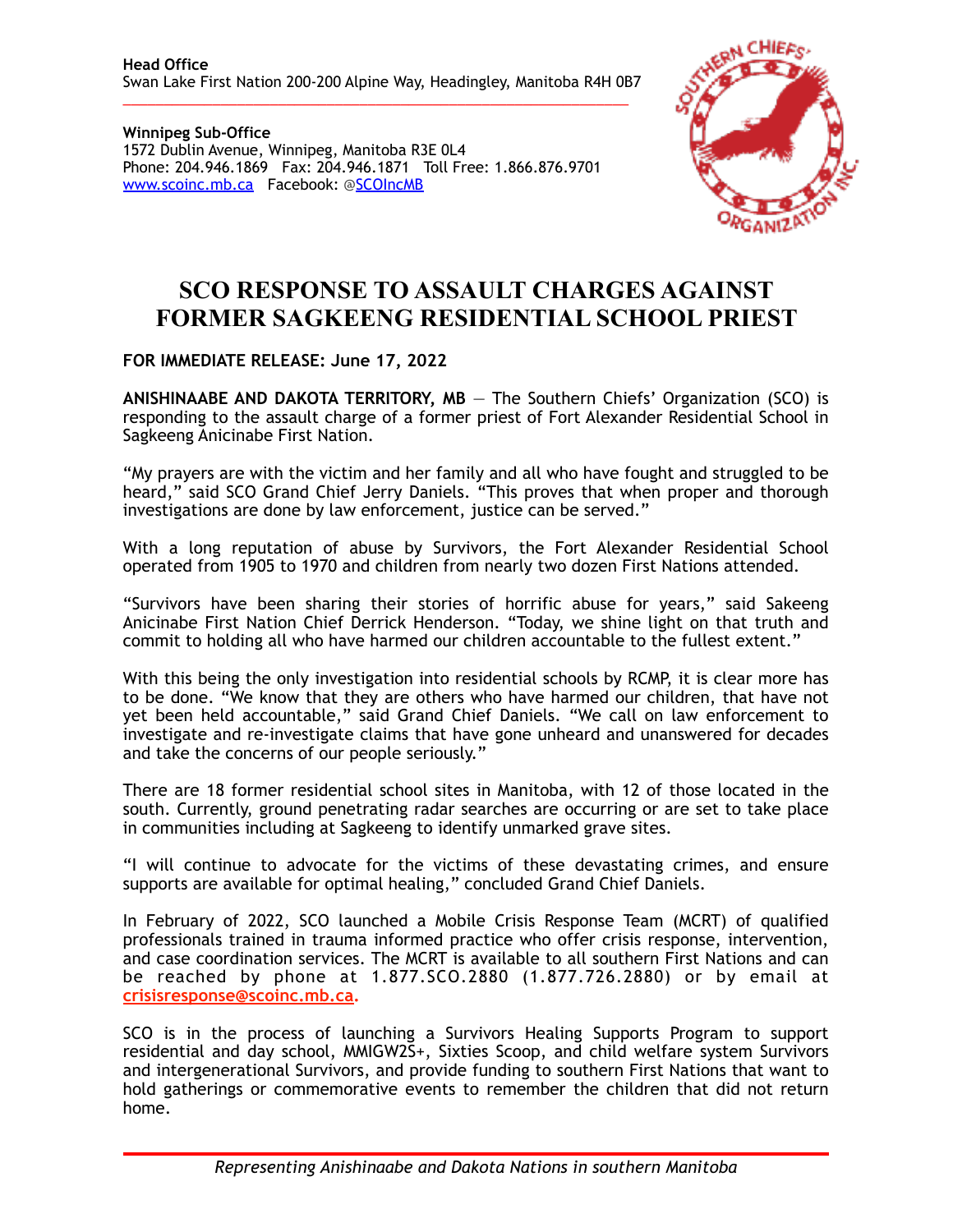**Head Office**
Swan Lake First Nation 200-200 Alpine Way, Headingley, Manitoba R4H 0B7

**Winnipeg Sub-Office**
1572 Dublin Avenue, Winnipeg, Manitoba R3E 0L4
Phone: 204.946.1869 Fax: 204.946.1871 Toll Free: 1.866.876.9701
www.scoinc.mb.ca Facebook: @SCOIncMB

# SCO RESPONSE TO ASSAULT CHARGES AGAINST FORMER SAGKEENG RESIDENTIAL SCHOOL PRIEST

**FOR IMMEDIATE RELEASE: June 17, 2022**

**ANISHINAABE AND DAKOTA TERRITORY, MB** — The Southern Chiefs' Organization (SCO) is responding to the assault charge of a former priest of Fort Alexander Residential School in Sagkeeng Anicinabe First Nation.

"My prayers are with the victim and her family and all who have fought and struggled to be heard," said SCO Grand Chief Jerry Daniels. "This proves that when proper and thorough investigations are done by law enforcement, justice can be served."

With a long reputation of abuse by Survivors, the Fort Alexander Residential School operated from 1905 to 1970 and children from nearly two dozen First Nations attended.

"Survivors have been sharing their stories of horrific abuse for years," said Sakeeng Anicinabe First Nation Chief Derrick Henderson. "Today, we shine light on that truth and commit to holding all who have harmed our children accountable to the fullest extent."

With this being the only investigation into residential schools by RCMP, it is clear more has to be done. "We know that they are others who have harmed our children, that have not yet been held accountable," said Grand Chief Daniels. "We call on law enforcement to investigate and re-investigate claims that have gone unheard and unanswered for decades and take the concerns of our people seriously."

There are 18 former residential school sites in Manitoba, with 12 of those located in the south. Currently, ground penetrating radar searches are occurring or are set to take place in communities including at Sagkeeng to identify unmarked grave sites.

"I will continue to advocate for the victims of these devastating crimes, and ensure supports are available for optimal healing," concluded Grand Chief Daniels.

In February of 2022, SCO launched a Mobile Crisis Response Team (MCRT) of qualified professionals trained in trauma informed practice who offer crisis response, intervention, and case coordination services. The MCRT is available to all southern First Nations and can be reached by phone at 1.877.SCO.2880 (1.877.726.2880) or by email at **crisisresponse@scoinc.mb.ca.**

SCO is in the process of launching a Survivors Healing Supports Program to support residential and day school, MMIGW2S+, Sixties Scoop, and child welfare system Survivors and intergenerational Survivors, and provide funding to southern First Nations that want to hold gatherings or commemorative events to remember the children that did not return home.

*Representing Anishinaabe and Dakota Nations in southern Manitoba*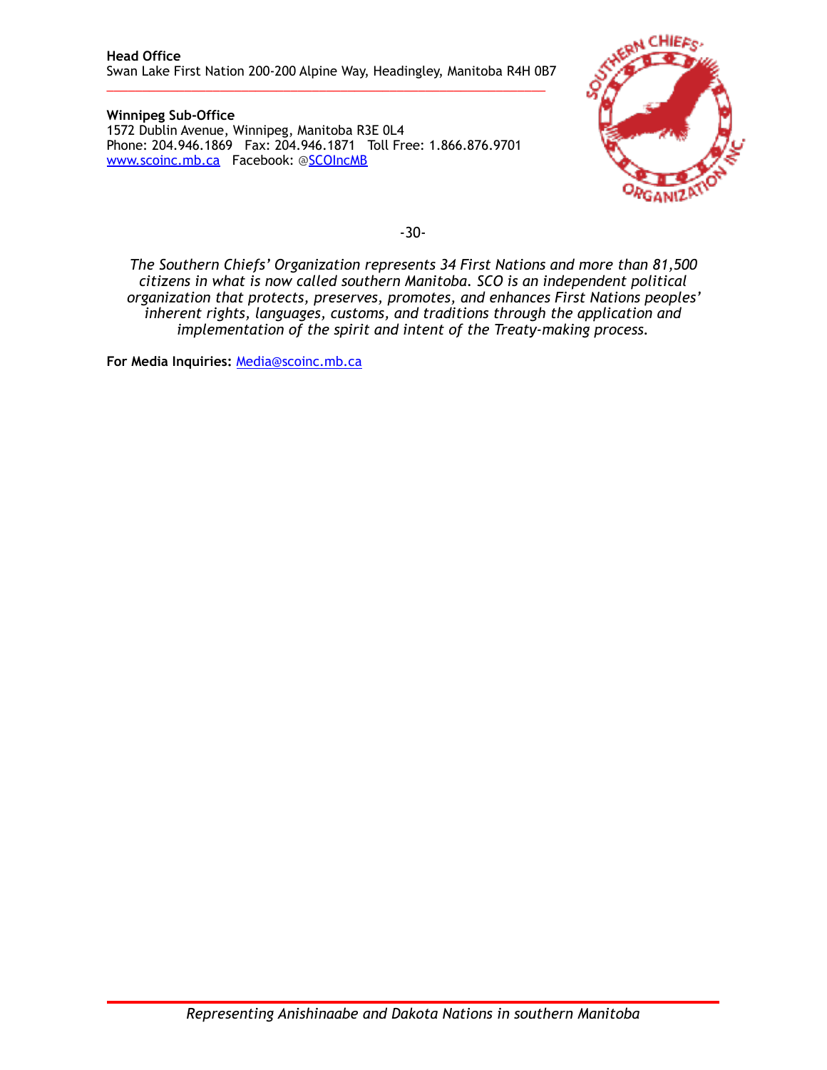**Head Office**
Swan Lake First Nation 200-200 Alpine Way, Headingley, Manitoba R4H 0B7

**Winnipeg Sub-Office**
1572 Dublin Avenue, Winnipeg, Manitoba R3E 0L4
Phone: 204.946.1869 Fax: 204.946.1871 Toll Free: 1.866.876.9701
www.scoinc.mb.ca Facebook: @SCOIncMB

-30-

*The Southern Chiefs' Organization represents 34 First Nations and more than 81,500 citizens in what is now called southern Manitoba. SCO is an independent political organization that protects, preserves, promotes, and enhances First Nations peoples' inherent rights, languages, customs, and traditions through the application and implementation of the spirit and intent of the Treaty-making process.*

**For Media Inquiries:** Media@scoinc.mb.ca

*Representing Anishinaabe and Dakota Nations in southern Manitoba*